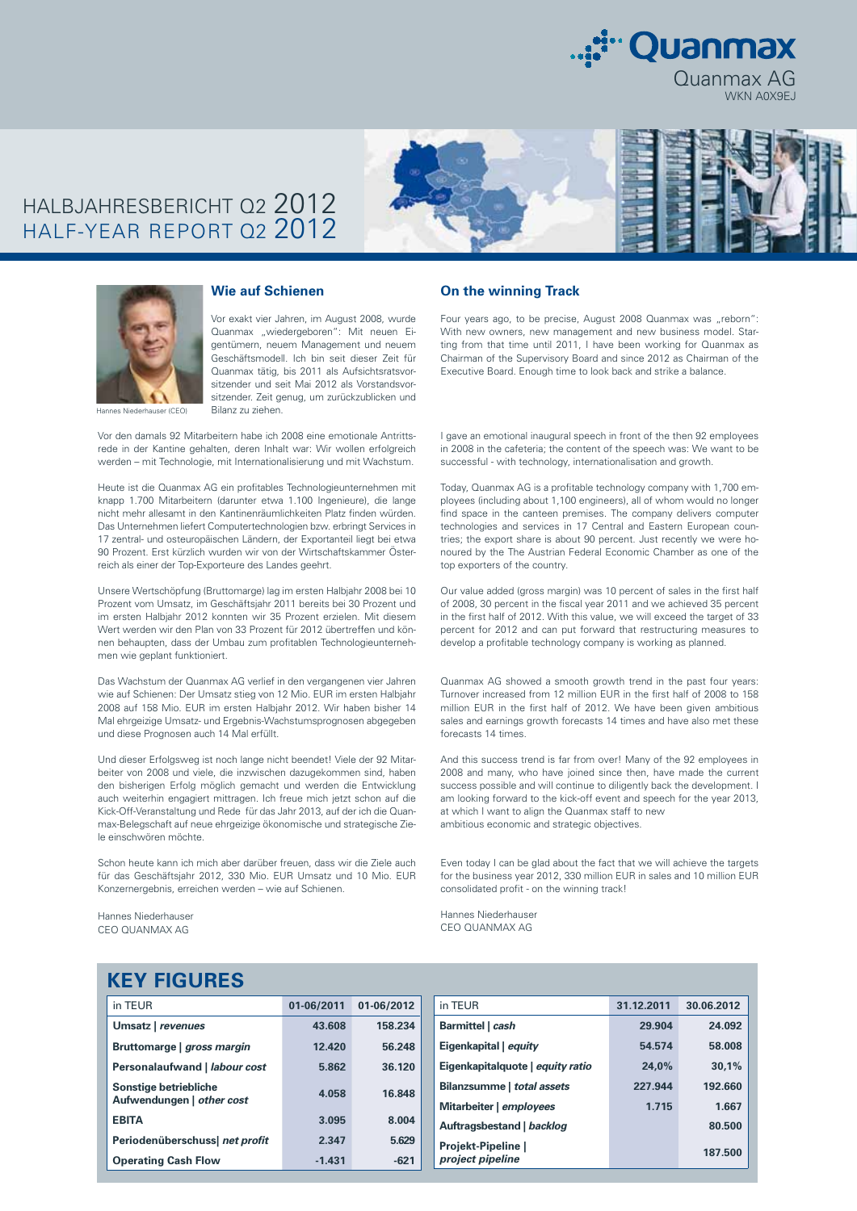Quanmax

Quanmax AG
WKN A0X9EJ

# HALBJAHRESBERICHT Q2 2012
# HALF-YEAR REPORT Q2 2012

Hannes Niederhauser (CEO)

## Wie auf Schienen

Vor exakt vier Jahren, im August 2008, wurde Quanmax „wiedergeboren": Mit neuen Eigentümern, neuem Management und neuem Geschäftsmodell. Ich bin seit dieser Zeit für Quanmax tätig, bis 2011 als Aufsichtsratsvorsitzender und seit Mai 2012 als Vorstandsvorsitzender. Zeit genug, um zurückzublicken und Bilanz zu ziehen.

Vor den damals 92 Mitarbeitern habe ich 2008 eine emotionale Antrittsrede in der Kantine gehalten, deren Inhalt war: Wir wollen erfolgreich werden – mit Technologie, mit Internationalisierung und mit Wachstum.

Heute ist die Quanmax AG ein profitables Technologieunternehmen mit knapp 1.700 Mitarbeitern (darunter etwa 1.100 Ingenieure), die lange nicht mehr allesamt in den Kantinenräumlichkeiten Platz finden würden. Das Unternehmen liefert Computertechnologien bzw. erbringt Services in 17 zentral- und osteuropäischen Ländern, der Exportanteil liegt bei etwa 90 Prozent. Erst kürzlich wurden wir von der Wirtschaftskammer Österreich als einer der Top-Exporteure des Landes geehrt.

Unsere Wertschöpfung (Bruttomarge) lag im ersten Halbjahr 2008 bei 10 Prozent vom Umsatz, im Geschäftsjahr 2011 bereits bei 30 Prozent und im ersten Halbjahr 2012 konnten wir 35 Prozent erzielen. Mit diesem Wert werden wir den Plan von 33 Prozent für 2012 übertreffen und können behaupten, dass der Umbau zum profitablen Technologieunternehmen wie geplant funktioniert.

Das Wachstum der Quanmax AG verlief in den vergangenen vier Jahren wie auf Schienen: Der Umsatz stieg von 12 Mio. EUR im ersten Halbjahr 2008 auf 158 Mio. EUR im ersten Halbjahr 2012. Wir haben bisher 14 Mal ehrgeizige Umsatz- und Ergebnis-Wachstumsprognosen abgegeben und diese Prognosen auch 14 Mal erfüllt.

Und dieser Erfolgsweg ist noch lange nicht beendet! Viele der 92 Mitarbeiter von 2008 und viele, die inzwischen dazugekommen sind, haben den bisherigen Erfolg möglich gemacht und werden die Entwicklung auch weiterhin engagiert mittragen. Ich freue mich jetzt schon auf die Kick-Off-Veranstaltung und Rede für das Jahr 2013, auf der ich die Quanmax-Belegschaft auf neue ehrgeizige ökonomische und strategische Ziele einschwören möchte.

Schon heute kann ich mich aber darüber freuen, dass wir die Ziele auch für das Geschäftsjahr 2012, 330 Mio. EUR Umsatz und 10 Mio. EUR Konzernergebnis, erreichen werden – wie auf Schienen.

Hannes Niederhauser
CEO QUANMAX AG

## On the winning Track

Four years ago, to be precise, August 2008 Quanmax was „reborn": With new owners, new management and new business model. Starting from that time until 2011, I have been working for Quanmax as Chairman of the Supervisory Board and since 2012 as Chairman of the Executive Board. Enough time to look back and strike a balance.

I gave an emotional inaugural speech in front of the then 92 employees in 2008 in the cafeteria; the content of the speech was: We want to be successful - with technology, internationalisation and growth.

Today, Quanmax AG is a profitable technology company with 1,700 employees (including about 1,100 engineers), all of whom would no longer find space in the canteen premises. The company delivers computer technologies and services in 17 Central and Eastern European countries; the export share is about 90 percent. Just recently we were honoured by the The Austrian Federal Economic Chamber as one of the top exporters of the country.

Our value added (gross margin) was 10 percent of sales in the first half of 2008, 30 percent in the fiscal year 2011 and we achieved 35 percent in the first half of 2012. With this value, we will exceed the target of 33 percent for 2012 and can put forward that restructuring measures to develop a profitable technology company is working as planned.

Quanmax AG showed a smooth growth trend in the past four years: Turnover increased from 12 million EUR in the first half of 2008 to 158 million EUR in the first half of 2012. We have been given ambitious sales and earnings growth forecasts 14 times and have also met these forecasts 14 times.

And this success trend is far from over! Many of the 92 employees in 2008 and many, who have joined since then, have made the current success possible and will continue to diligently back the development. I am looking forward to the kick-off event and speech for the year 2013, at which I want to align the Quanmax staff to new ambitious economic and strategic objectives.

Even today I can be glad about the fact that we will achieve the targets for the business year 2012, 330 million EUR in sales and 10 million EUR consolidated profit - on the winning track!

Hannes Niederhauser
CEO QUANMAX AG

## KEY FIGURES

| in TEUR | 01-06/2011 | 01-06/2012 |
|---|---|---|
| **Umsatz \| *revenues*** | 43.608 | 158.234 |
| **Bruttomarge \| *gross margin*** | 12.420 | 56.248 |
| **Personalaufwand \| *labour cost*** | 5.862 | 36.120 |
| **Sonstige betriebliche Aufwendungen \| *other cost*** | 4.058 | 16.848 |
| **EBITA** | 3.095 | 8.004 |
| **Periodenüberschuss\| *net profit*** | 2.347 | 5.629 |
| **Operating Cash Flow** | -1.431 | -621 |

| in TEUR | 31.12.2011 | 30.06.2012 |
|---|---|---|
| **Barmittel \| *cash*** | 29.904 | 24.092 |
| **Eigenkapital \| *equity*** | 54.574 | 58.008 |
| **Eigenkapitalquote \| *equity ratio*** | 24,0% | 30,1% |
| **Bilanzsumme \| *total assets*** | 227.944 | 192.660 |
| **Mitarbeiter \| *employees*** | 1.715 | 1.667 |
| **Auftragsbestand \| *backlog*** | | 80.500 |
| **Projekt-Pipeline \| *project pipeline*** | | 187.500 |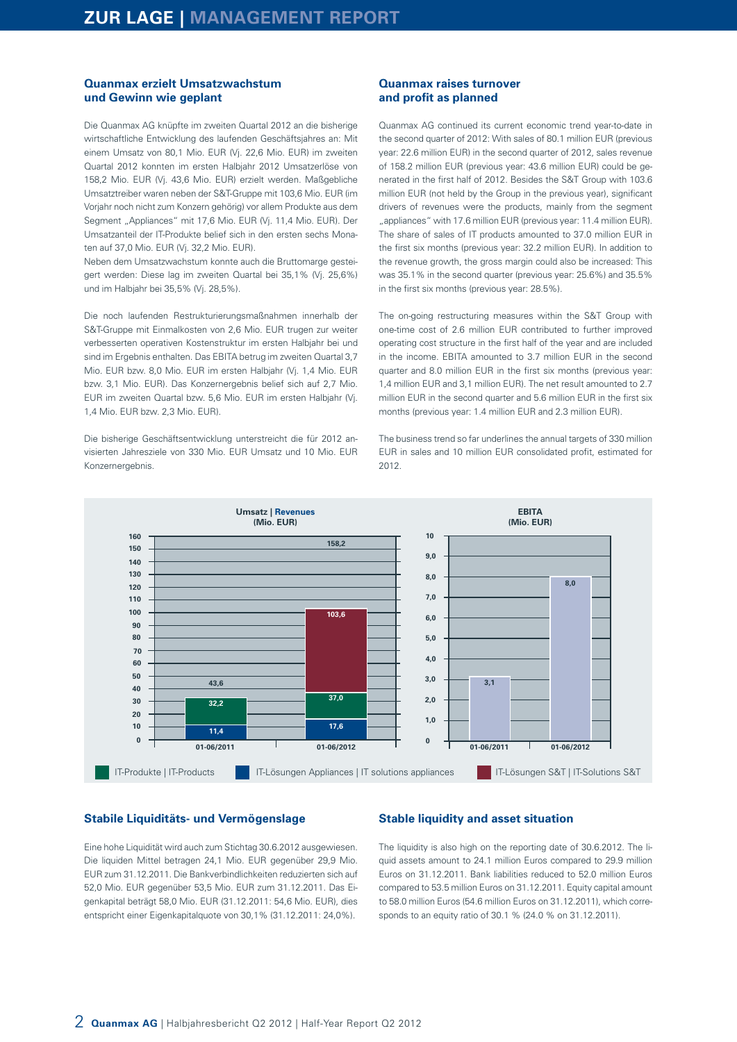## Quanmax erzielt Umsatzwachstum und Gewinn wie geplant

Die Quanmax AG knüpfte im zweiten Quartal 2012 an die bisherige wirtschaftliche Entwicklung des laufenden Geschäftsjahres an: Mit einem Umsatz von 80,1 Mio. EUR (Vj. 22,6 Mio. EUR) im zweiten Quartal 2012 konnten im ersten Halbjahr 2012 Umsatzerlöse von 158,2 Mio. EUR (Vj. 43,6 Mio. EUR) erzielt werden. Maßgebliche Umsatztreiber waren neben der S&T-Gruppe mit 103,6 Mio. EUR (im Vorjahr noch nicht zum Konzern gehörig) vor allem Produkte aus dem Segment „Appliances" mit 17,6 Mio. EUR (Vj. 11,4 Mio. EUR). Der Umsatzanteil der IT-Produkte belief sich in den ersten sechs Monaten auf 37,0 Mio. EUR (Vj. 32,2 Mio. EUR).
Neben dem Umsatzwachstum konnte auch die Bruttomarge gesteigert werden: Diese lag im zweiten Quartal bei 35,1% (Vj. 25,6%) und im Halbjahr bei 35,5% (Vj. 28,5%).

Die noch laufenden Restrukturierungsmaßnahmen innerhalb der S&T-Gruppe mit Einmalkosten von 2,6 Mio. EUR trugen zur weiter verbesserten operativen Kostenstruktur im ersten Halbjahr bei und sind im Ergebnis enthalten. Das EBITDA betrug im zweiten Quartal 3,7 Mio. EUR bzw. 8,0 Mio. EUR im ersten Halbjahr (Vj. 1,4 Mio. EUR bzw. 3,1 Mio. EUR). Das Konzernergebnis belief sich auf 2,7 Mio. EUR im zweiten Quartal bzw. 5,6 Mio. EUR im ersten Halbjahr (Vj. 1,4 Mio. EUR bzw. 2,3 Mio. EUR).

Die bisherige Geschäftsentwicklung unterstreicht die für 2012 anvisierten Jahresziele von 330 Mio. EUR Umsatz und 10 Mio. EUR Konzernergebnis.

## Quanmax raises turnover and profit as planned

Quanmax AG continued its current economic trend year-to-date in the second quarter of 2012: With sales of 80.1 million EUR (previous year: 22.6 million EUR) in the second quarter of 2012, sales revenue of 158.2 million EUR (previous year: 43.6 million EUR) could be generated in the first half of 2012. Besides the S&T Group with 103.6 million EUR (not held by the Group in the previous year), significant drivers of revenues were the products, mainly from the segment „appliances" with 17.6 million EUR (previous year: 11.4 million EUR). The share of sales of IT products amounted to 37.0 million EUR in the first six months (previous year: 32.2 million EUR). In addition to the revenue growth, the gross margin could also be increased: This was 35.1% in the second quarter (previous year: 25.6%) and 35.5% in the first six months (previous year: 28.5%).

The on-going restructuring measures within the S&T Group with one-time cost of 2.6 million EUR contributed to further improved operating cost structure in the first half of the year and are included in the income. EBITA amounted to 3.7 million EUR in the second quarter and 8.0 million EUR in the first six months (previous year: 1,4 million EUR and 3,1 million EUR). The net result amounted to 2.7 million EUR in the second quarter and 5.6 million EUR in the first six months (previous year: 1.4 million EUR and 2.3 million EUR).

The business trend so far underlines the annual targets of 330 million EUR in sales and 10 million EUR consolidated profit, estimated for 2012.

**Umsatz | Revenues (Mio. EUR)**

| | 01-06/2011 | 01-06/2012 |
|---|---|---|
| IT-Lösungen Appliances \| IT solutions appliances | 11,4 | 17,6 |
| IT-Produkte \| IT-Products | 32,2 | 37,0 |
| IT-Lösungen S&T \| IT-Solutions S&T | – | 103,6 |
| Total | 43,6 | 158,2 |

**EBITDA (Mio. EUR)**

| 01-06/2011 | 01-06/2012 |
|---|---|
| 3,1 | 8,0 |

## Stabile Liquiditäts- und Vermögenslage

Eine hohe Liquidität wird auch zum Stichtag 30.6.2012 ausgewiesen. Die liquiden Mittel betragen 24,1 Mio. EUR gegenüber 29,9 Mio. EUR zum 31.12.2011. Die Bankverbindlichkeiten reduzierten sich auf 52,0 Mio. EUR gegenüber 53,5 Mio. EUR zum 31.12.2011. Das Eigenkapital beträgt 58,0 Mio. EUR (31.12.2011: 54,6 Mio. EUR), dies entspricht einer Eigenkapitalquote von 30,1% (31.12.2011: 24,0%).

## Stable liquidity and asset situation

The liquidity is also high on the reporting date of 30.6.2012. The liquid assets amount to 24.1 million Euros compared to 29.9 million Euros on 31.12.2011. Bank liabilities reduced to 52.0 million Euros compared to 53.5 million Euros on 31.12.2011. Equity capital amount to 58.0 million Euros (54.6 million Euros on 31.12.2011), which corresponds to an equity ratio of 30.1 % (24.0 % on 31.12.2011).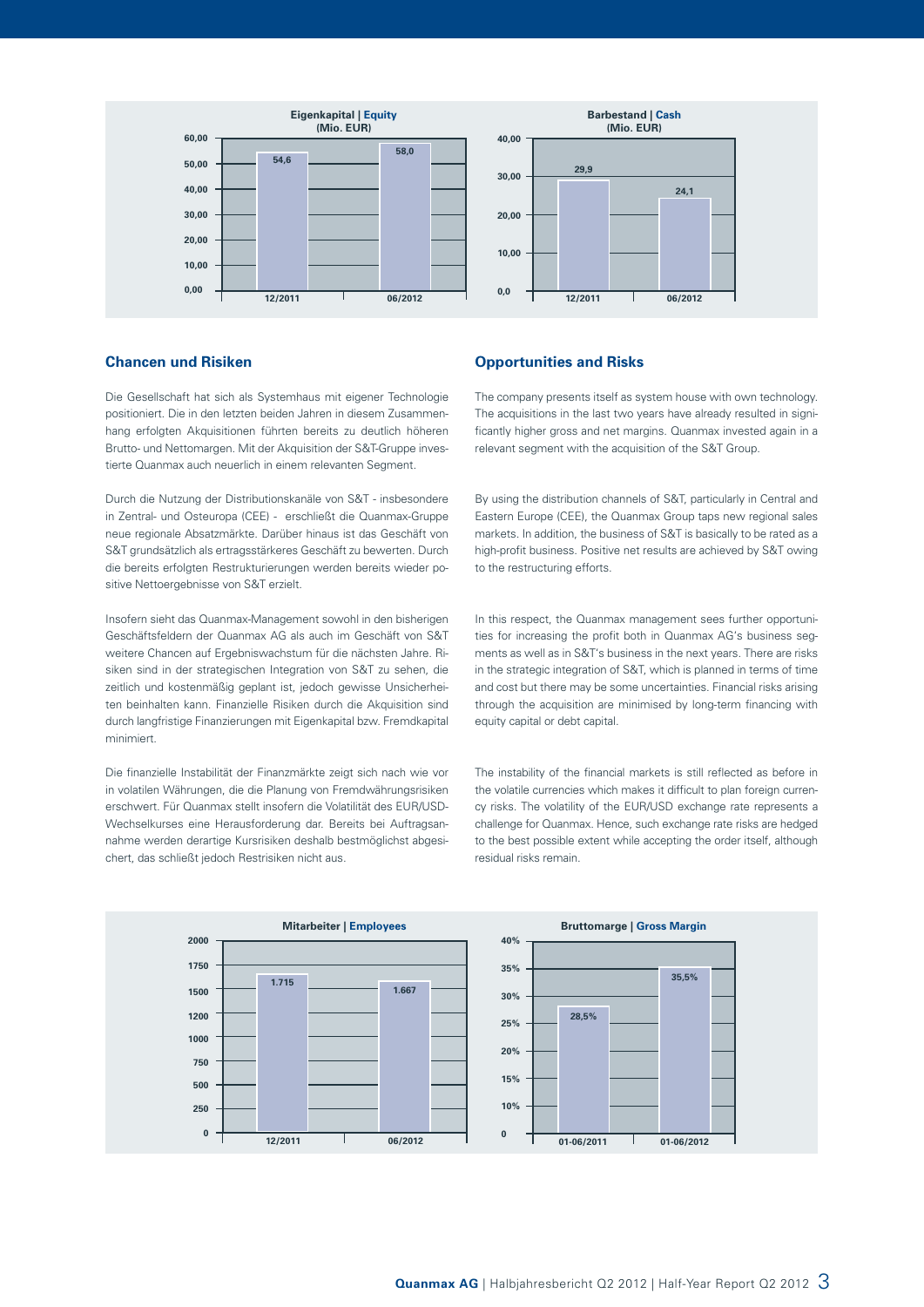**Eigenkapital | Equity (Mio. EUR)**

| | 12/2011 | 06/2012 |
|---|---|---|
| Eigenkapital / Equity | 54,6 | 58,0 |

**Barbestand | Cash (Mio. EUR)**

| | 12/2011 | 06/2012 |
|---|---|---|
| Barbestand / Cash | 29,9 | 24,1 |

## Chancen und Risiken

Die Gesellschaft hat sich als Systemhaus mit eigener Technologie positioniert. Die in den letzten beiden Jahren in diesem Zusammenhang erfolgten Akquisitionen führten bereits zu deutlich höheren Brutto- und Nettomargen. Mit der Akquisition der S&T-Gruppe investierte Quanmax auch neuerlich in einem relevanten Segment.

Durch die Nutzung der Distributionskanäle von S&T - insbesondere in Zentral- und Osteuropa (CEE) - erschließt die Quanmax-Gruppe neue regionale Absatzmärkte. Darüber hinaus ist das Geschäft von S&T grundsätzlich als ertragsstärkeres Geschäft zu bewerten. Durch die bereits erfolgten Restrukturierungen werden bereits wieder positive Nettoergebnisse von S&T erzielt.

Insofern sieht das Quanmax-Management sowohl in den bisherigen Geschäftsfeldern der Quanmax AG als auch im Geschäft von S&T weitere Chancen auf Ergebniswachstum für die nächsten Jahre. Risiken sind in der strategischen Integration von S&T zu sehen, die zeitlich und kostenmäßig geplant ist, jedoch gewisse Unsicherheiten beinhalten kann. Finanzielle Risiken durch die Akquisition sind durch langfristige Finanzierungen mit Eigenkapital bzw. Fremdkapital minimiert.

Die finanzielle Instabilität der Finanzmärkte zeigt sich nach wie vor in volatilen Währungen, die die Planung von Fremdwährungsrisiken erschwert. Für Quanmax stellt insofern die Volatilität des EUR/USD-Wechselkurses eine Herausforderung dar. Bereits bei Auftragsannahme werden derartige Kursrisiken deshalb bestmöglichst abgesichert, das schließt jedoch Restrisiken nicht aus.

## Opportunities and Risks

The company presents itself as system house with own technology. The acquisitions in the last two years have already resulted in significantly higher gross and net margins. Quanmax invested again in a relevant segment with the acquisition of the S&T Group.

By using the distribution channels of S&T, particularly in Central and Eastern Europe (CEE), the Quanmax Group taps new regional sales markets. In addition, the business of S&T is basically to be rated as a high-profit business. Positive net results are achieved by S&T owing to the restructuring efforts.

In this respect, the Quanmax management sees further opportunities for increasing the profit both in Quanmax AG's business segments as well as in S&T's business in the next years. There are risks in the strategic integration of S&T, which is planned in terms of time and cost but there may be some uncertainties. Financial risks arising through the acquisition are minimised by long-term financing with equity capital or debt capital.

The instability of the financial markets is still reflected as before in the volatile currencies which makes it difficult to plan foreign currency risks. The volatility of the EUR/USD exchange rate represents a challenge for Quanmax. Hence, such exchange rate risks are hedged to the best possible extent while accepting the order itself, although residual risks remain.

**Mitarbeiter | Employees**

| | 12/2011 | 06/2012 |
|---|---|---|
| Mitarbeiter / Employees | 1.715 | 1.667 |

**Bruttomarge | Gross Margin**

| | 01-06/2011 | 01-06/2012 |
|---|---|---|
| Bruttomarge / Gross Margin | 28,5% | 35,5% |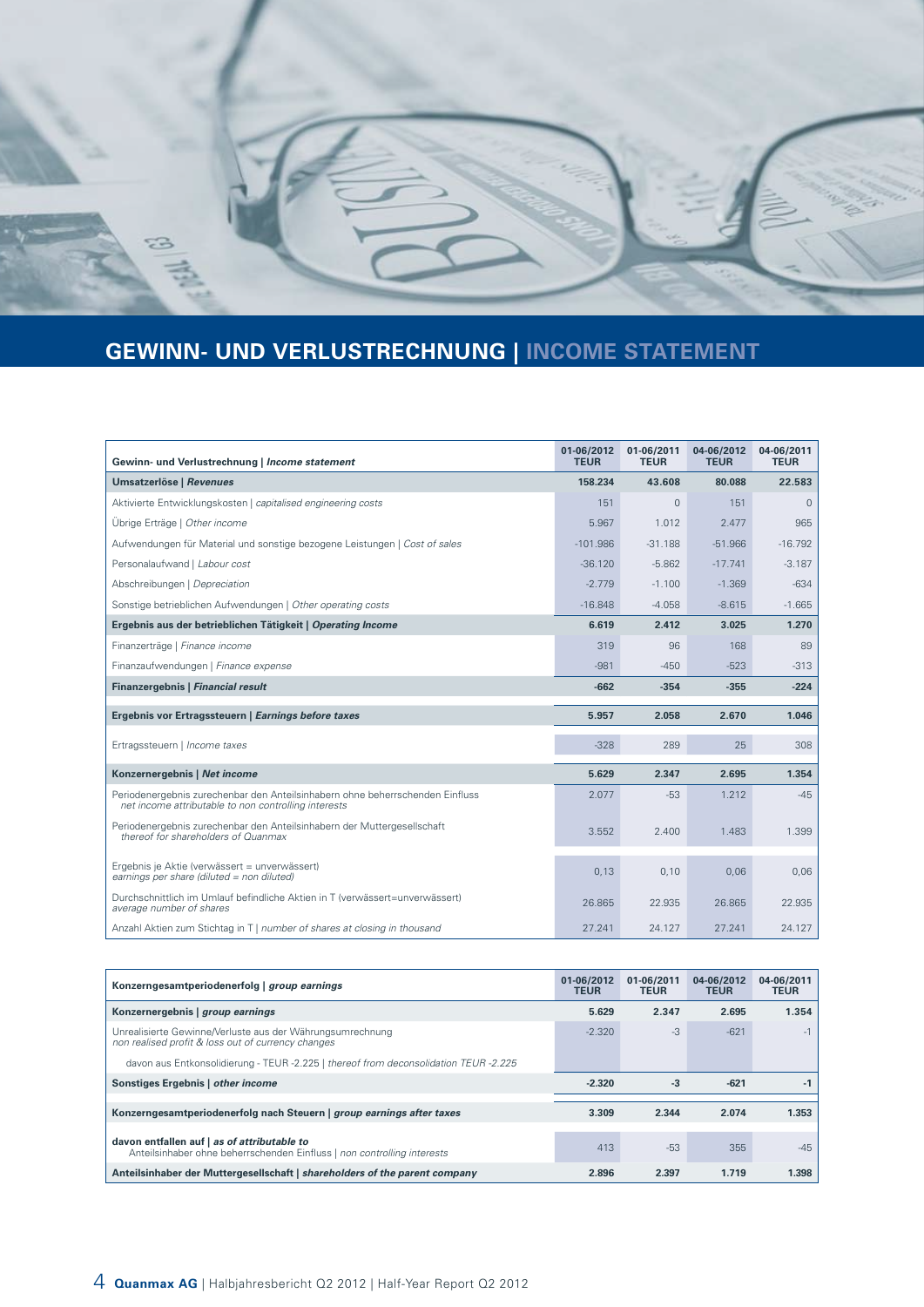## GEWINN- UND VERLUSTRECHNUNG | INCOME STATEMENT

| **Gewinn- und Verlustrechnung \| *Income statement*** | **01-06/2012 TEUR** | **01-06/2011 TEUR** | **04-06/2012 TEUR** | **04-06/2011 TEUR** |
|---|---|---|---|---|
| **Umsatzerlöse \| *Revenues*** | **158.234** | **43.608** | **80.088** | **22.583** |
| Aktivierte Entwicklungskosten \| *capitalised engineering costs* | 151 | 0 | 151 | 0 |
| Übrige Erträge \| *Other income* | 5.967 | 1.012 | 2.477 | 965 |
| Aufwendungen für Material und sonstige bezogene Leistungen \| *Cost of sales* | -101.986 | -31.188 | -51.966 | -16.792 |
| Personalaufwand \| *Labour cost* | -36.120 | -5.862 | -17.741 | -3.187 |
| Abschreibungen \| *Depreciation* | -2.779 | -1.100 | -1.369 | -634 |
| Sonstige betrieblichen Aufwendungen \| *Other operating costs* | -16.848 | -4.058 | -8.615 | -1.665 |
| **Ergebnis aus der betrieblichen Tätigkeit \| *Operating Income*** | **6.619** | **2.412** | **3.025** | **1.270** |
| Finanzerträge \| *Finance income* | 319 | 96 | 168 | 89 |
| Finanzaufwendungen \| *Finance expense* | -981 | -450 | -523 | -313 |
| **Finanzergebnis \| *Financial result*** | **-662** | **-354** | **-355** | **-224** |
| **Ergebnis vor Ertragssteuern \| *Earnings before taxes*** | **5.957** | **2.058** | **2.670** | **1.046** |
| Ertragssteuern \| *Income taxes* | -328 | 289 | 25 | 308 |
| **Konzernergebnis \| *Net income*** | **5.629** | **2.347** | **2.695** | **1.354** |
| Periodenergebnis zurechenbar den Anteilsinhabern ohne beherrschenden Einfluss *net income attributable to non controlling interests* | 2.077 | -53 | 1.212 | -45 |
| Periodenergebnis zurechenbar den Anteilsinhabern der Muttergesellschaft *thereof for shareholders of Quanmax* | 3.552 | 2.400 | 1.483 | 1.399 |
| Ergebnis je Aktie (verwässert = unverwässert) *earnings per share (diluted = non diluted)* | 0,13 | 0,10 | 0,06 | 0,06 |
| Durchschnittlich im Umlauf befindliche Aktien in T (verwässert=unverwässert) *average number of shares* | 26.865 | 22.935 | 26.865 | 22.935 |
| Anzahl Aktien zum Stichtag in T \| *number of shares at closing in thousand* | 27.241 | 24.127 | 27.241 | 24.127 |

| **Konzerngesamtperiodenerfolg \| *group earnings*** | **01-06/2012 TEUR** | **01-06/2011 TEUR** | **04-06/2012 TEUR** | **04-06/2011 TEUR** |
|---|---|---|---|---|
| **Konzernergebnis \| *group earnings*** | **5.629** | **2.347** | **2.695** | **1.354** |
| Unrealisierte Gewinne/Verluste aus der Währungsumrechnung *non realised profit & loss out of currency changes* | -2.320 | -3 | -621 | -1 |
| davon aus Entkonsolidierung - TEUR -2.225 \| *thereof from deconsolidation TEUR -2.225* | | | | |
| **Sonstiges Ergebnis \| *other income*** | **-2.320** | **-3** | **-621** | **-1** |
| **Konzerngesamtperiodenerfolg nach Steuern \| *group earnings after taxes*** | **3.309** | **2.344** | **2.074** | **1.353** |
| **davon entfallen auf \| *as of attributable to*** Anteilsinhaber ohne beherrschenden Einfluss \| *non controlling interests* | 413 | -53 | 355 | -45 |
| **Anteilsinhaber der Muttergesellschaft \| *shareholders of the parent company*** | **2.896** | **2.397** | **1.719** | **1.398** |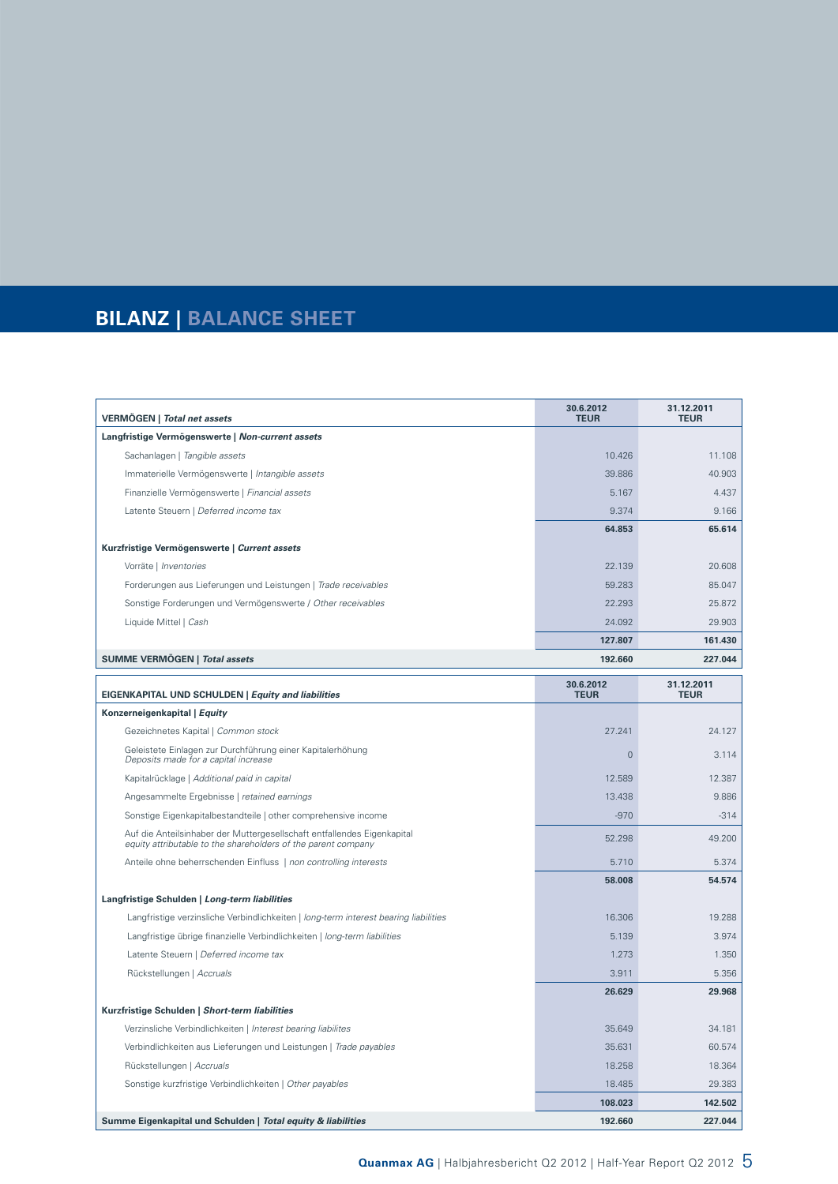# BILANZ | BALANCE SHEET

| VERMÖGEN \| *Total net assets* | 30.6.2012 TEUR | 31.12.2011 TEUR |
|---|---|---|
| **Langfristige Vermögenswerte \| *Non-current assets*** | | |
| Sachanlagen \| *Tangible assets* | 10.426 | 11.108 |
| Immaterielle Vermögenswerte \| *Intangible assets* | 39.886 | 40.903 |
| Finanzielle Vermögenswerte \| *Financial assets* | 5.167 | 4.437 |
| Latente Steuern \| *Deferred income tax* | 9.374 | 9.166 |
| | **64.853** | **65.614** |
| **Kurzfristige Vermögenswerte \| *Current assets*** | | |
| Vorräte \| *Inventories* | 22.139 | 20.608 |
| Forderungen aus Lieferungen und Leistungen \| *Trade receivables* | 59.283 | 85.047 |
| Sonstige Forderungen und Vermögenswerte / *Other receivables* | 22.293 | 25.872 |
| Liquide Mittel \| *Cash* | 24.092 | 29.903 |
| | **127.807** | **161.430** |
| **SUMME VERMÖGEN \| *Total assets*** | **192.660** | **227.044** |

| EIGENKAPITAL UND SCHULDEN \| *Equity and liabilities* | 30.6.2012 TEUR | 31.12.2011 TEUR |
|---|---|---|
| **Konzerneigenkapital \| *Equity*** | | |
| Gezeichnetes Kapital \| *Common stock* | 27.241 | 24.127 |
| Geleistete Einlagen zur Durchführung einer Kapitalerhöhung *Deposits made for a capital increase* | 0 | 3.114 |
| Kapitalrücklage \| *Additional paid in capital* | 12.589 | 12.387 |
| Angesammelte Ergebnisse \| *retained earnings* | 13.438 | 9.886 |
| Sonstige Eigenkapitalbestandteile \| other comprehensive income | -970 | -314 |
| Auf die Anteilsinhaber der Muttergesellschaft entfallendes Eigenkapital *equity attributable to the shareholders of the parent company* | 52.298 | 49.200 |
| Anteile ohne beherrschenden Einfluss \| *non controlling interests* | 5.710 | 5.374 |
| | **58.008** | **54.574** |
| **Langfristige Schulden \| *Long-term liabilities*** | | |
| Langfristige verzinsliche Verbindlichkeiten \| *long-term interest bearing liabilities* | 16.306 | 19.288 |
| Langfristige übrige finanzielle Verbindlichkeiten \| *long-term liabilities* | 5.139 | 3.974 |
| Latente Steuern \| *Deferred income tax* | 1.273 | 1.350 |
| Rückstellungen \| *Accruals* | 3.911 | 5.356 |
| | **26.629** | **29.968** |
| **Kurzfristige Schulden \| *Short-term liabilities*** | | |
| Verzinsliche Verbindlichkeiten \| *Interest bearing liabilites* | 35.649 | 34.181 |
| Verbindlichkeiten aus Lieferungen und Leistungen \| *Trade payables* | 35.631 | 60.574 |
| Rückstellungen \| *Accruals* | 18.258 | 18.364 |
| Sonstige kurzfristige Verbindlichkeiten \| *Other payables* | 18.485 | 29.383 |
| | **108.023** | **142.502** |
| **Summe Eigenkapital und Schulden \| *Total equity & liabilities*** | **192.660** | **227.044** |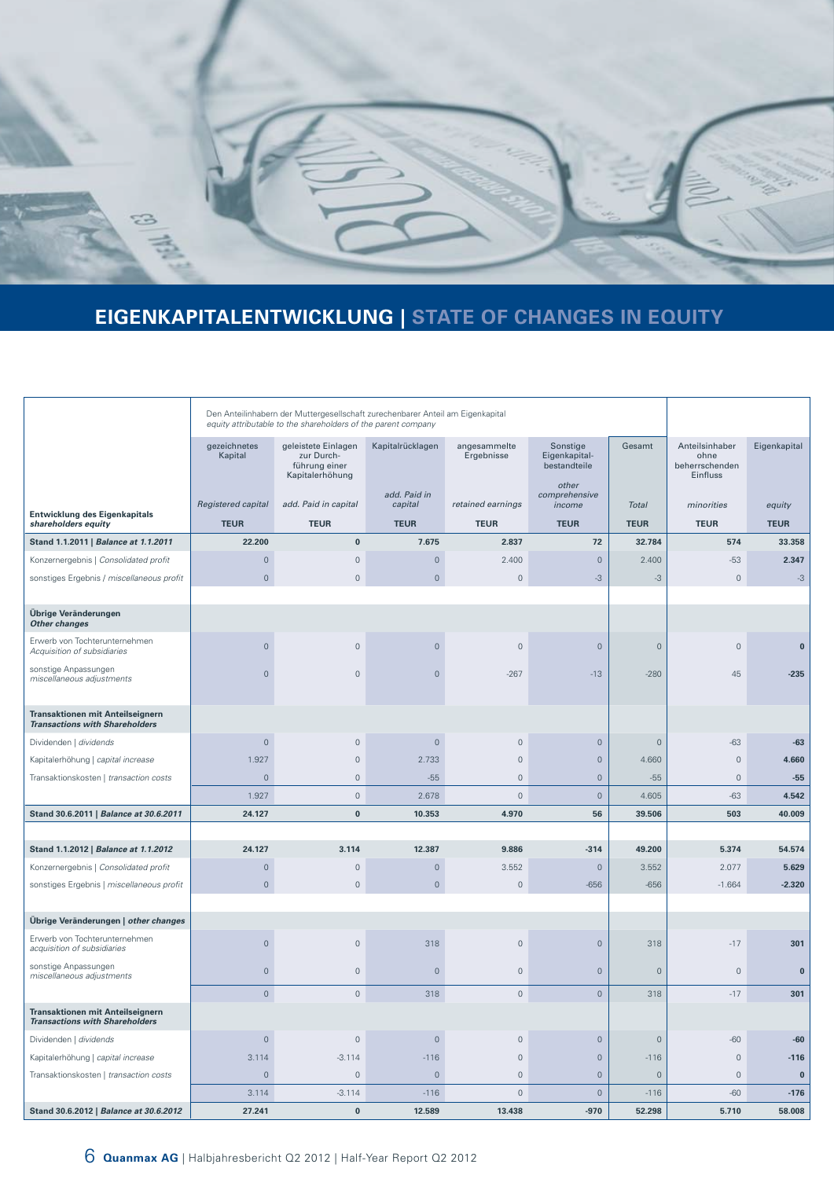# EIGENKAPITALENTWICKLUNG | STATE OF CHANGES IN EQUITY

| | Den Anteilinhabern der Muttergesellschaft zurechenbarer Anteil am Eigenkapital *equity attributable to the shareholders of the parent company* | | | | | | | |
|---|---|---|---|---|---|---|---|---|
| | gezeichnetes Kapital | geleistete Einlagen zur Durchführung einer Kapitalerhöhung | Kapitalrücklagen | angesammelte Ergebnisse | Sonstige Eigenkapitalbestandteile | Gesamt | Anteilsinhaber ohne beherrschenden Einfluss | Eigenkapital |
| **Entwicklung des Eigenkapitals** *shareholders equity* | *Registered capital* | *add. Paid in capital* | *add. Paid in capital* | *retained earnings* | *other comprehensive income* | *Total* | *minorities* | *equity* |
| | **TEUR** | **TEUR** | **TEUR** | **TEUR** | **TEUR** | **TEUR** | **TEUR** | **TEUR** |
| **Stand 1.1.2011 \| *Balance at 1.1.2011*** | **22.200** | **0** | **7.675** | **2.837** | **72** | **32.784** | **574** | **33.358** |
| Konzernergebnis \| *Consolidated profit* | 0 | 0 | 0 | 2.400 | 0 | 2.400 | -53 | **2.347** |
| sonstiges Ergebnis / *miscellaneous profit* | 0 | 0 | 0 | 0 | -3 | -3 | 0 | -3 |
| **Übrige Veränderungen** ***Other changes*** | | | | | | | | |
| Erwerb von Tochterunternehmen *Acquisition of subsidiaries* | 0 | 0 | 0 | 0 | 0 | 0 | 0 | **0** |
| sonstige Anpassungen *miscellaneous adjustments* | 0 | 0 | 0 | -267 | -13 | -280 | 45 | **-235** |
| **Transaktionen mit Anteilseignern** ***Transactions with Shareholders*** | | | | | | | | |
| Dividenden \| *dividends* | 0 | 0 | 0 | 0 | 0 | 0 | -63 | **-63** |
| Kapitalerhöhung \| *capital increase* | 1.927 | 0 | 2.733 | 0 | 0 | 4.660 | 0 | **4.660** |
| Transaktionskosten \| *transaction costs* | 0 | 0 | -55 | 0 | 0 | -55 | 0 | **-55** |
| | 1.927 | 0 | 2.678 | 0 | 0 | 4.605 | -63 | **4.542** |
| **Stand 30.6.2011 \| *Balance at 30.6.2011*** | **24.127** | **0** | **10.353** | **4.970** | **56** | **39.506** | **503** | **40.009** |
| **Stand 1.1.2012 \| *Balance at 1.1.2012*** | **24.127** | **3.114** | **12.387** | **9.886** | **-314** | **49.200** | **5.374** | **54.574** |
| Konzernergebnis \| *Consolidated profit* | 0 | 0 | 0 | 3.552 | 0 | 3.552 | 2.077 | **5.629** |
| sonstiges Ergebnis \| *miscellaneous profit* | 0 | 0 | 0 | 0 | -656 | -656 | -1.664 | **-2.320** |
| **Übrige Veränderungen \| *other changes*** | | | | | | | | |
| Erwerb von Tochterunternehmen *acquisition of subsidiaries* | 0 | 0 | 318 | 0 | 0 | 318 | -17 | **301** |
| sonstige Anpassungen *miscellaneous adjustments* | 0 | 0 | 0 | 0 | 0 | 0 | 0 | **0** |
| | 0 | 0 | 318 | 0 | 0 | 318 | -17 | **301** |
| **Transaktionen mit Anteilseignern** ***Transactions with Shareholders*** | | | | | | | | |
| Dividenden \| *dividends* | 0 | 0 | 0 | 0 | 0 | 0 | -60 | **-60** |
| Kapitalerhöhung \| *capital increase* | 3.114 | -3.114 | -116 | 0 | 0 | -116 | 0 | **-116** |
| Transaktionskosten \| *transaction costs* | 0 | 0 | 0 | 0 | 0 | 0 | 0 | **0** |
| | 3.114 | -3.114 | -116 | 0 | 0 | -116 | -60 | **-176** |
| **Stand 30.6.2012 \| *Balance at 30.6.2012*** | **27.241** | **0** | **12.589** | **13.438** | **-970** | **52.298** | **5.710** | **58.008** |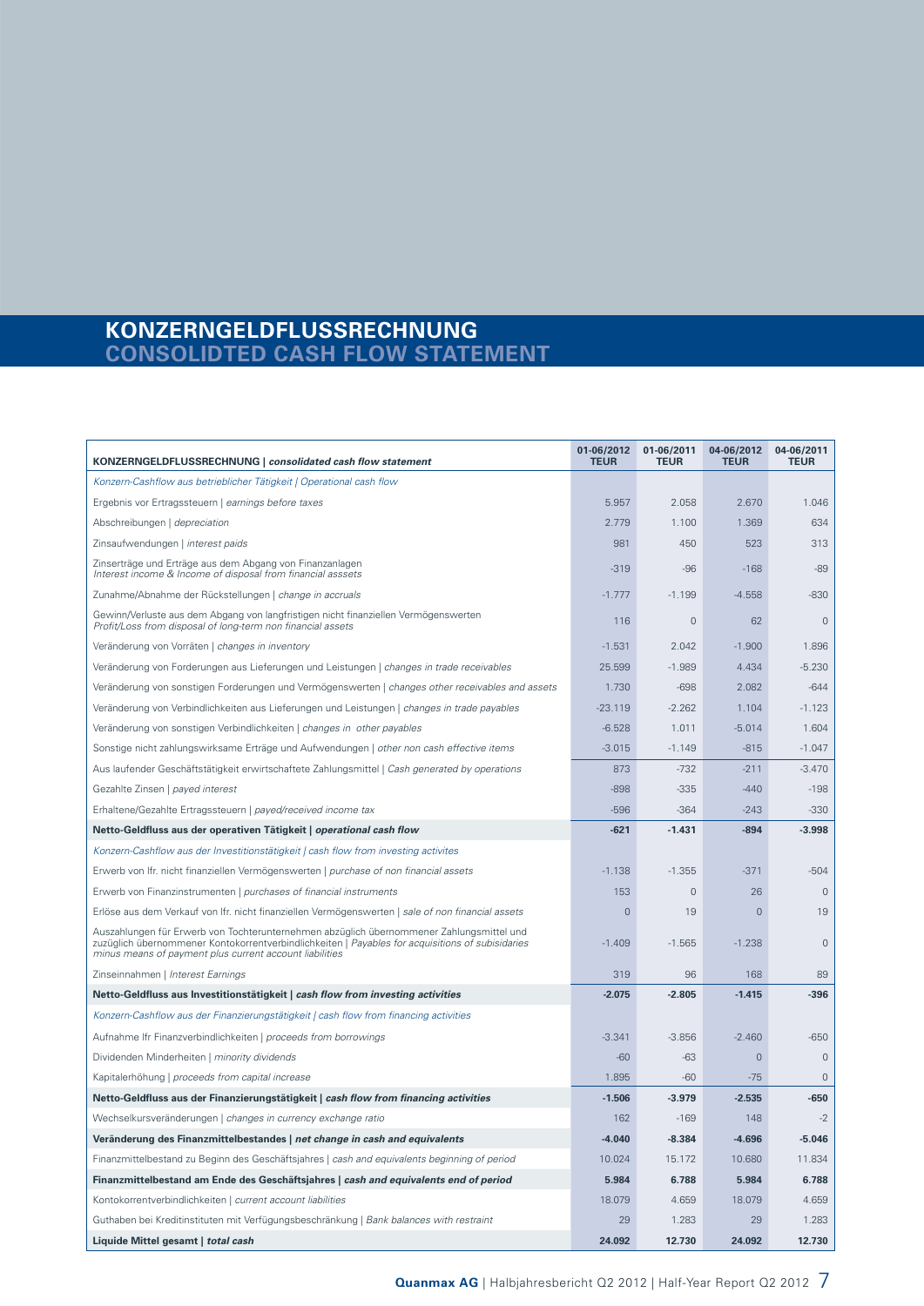# KONZERNGELDFLUSSRECHNUNG
# CONSOLIDTED CASH FLOW STATEMENT

| **KONZERNGELDFLUSSRECHNUNG \| *consolidated cash flow statement*** | **01-06/2012 TEUR** | **01-06/2011 TEUR** | **04-06/2012 TEUR** | **04-06/2011 TEUR** |
|---|---|---|---|---|
| *Konzern-Cashflow aus betrieblicher Tätigkeit \| Operational cash flow* | | | | |
| Ergebnis vor Ertragssteuern \| *earnings before taxes* | 5.957 | 2.058 | 2.670 | 1.046 |
| Abschreibungen \| *depreciation* | 2.779 | 1.100 | 1.369 | 634 |
| Zinsaufwendungen \| *interest paids* | 981 | 450 | 523 | 313 |
| Zinserträge und Erträge aus dem Abgang von Finanzanlagen *Interest income & Income of disposal from financial asssets* | -319 | -96 | -168 | -89 |
| Zunahme/Abnahme der Rückstellungen \| *change in accruals* | -1.777 | -1.199 | -4.558 | -830 |
| Gewinn/Verluste aus dem Abgang von langfristigen nicht finanziellen Vermögenswerten *Profit/Loss from disposal of long-term non financial assets* | 116 | 0 | 62 | 0 |
| Veränderung von Vorräten \| *changes in inventory* | -1.531 | 2.042 | -1.900 | 1.896 |
| Veränderung von Forderungen aus Lieferungen und Leistungen \| *changes in trade receivables* | 25.599 | -1.989 | 4.434 | -5.230 |
| Veränderung von sonstigen Forderungen und Vermögenswerten \| *changes other receivables and assets* | 1.730 | -698 | 2.082 | -644 |
| Veränderung von Verbindlichkeiten aus Lieferungen und Leistungen \| *changes in trade payables* | -23.119 | -2.262 | 1.104 | -1.123 |
| Veränderung von sonstigen Verbindlichkeiten \| *changes in other payables* | -6.528 | 1.011 | -5.014 | 1.604 |
| Sonstige nicht zahlungswirksame Erträge und Aufwendungen \| *other non cash effective items* | -3.015 | -1.149 | -815 | -1.047 |
| Aus laufender Geschäftstätigkeit erwirtschaftete Zahlungsmittel \| *Cash generated by operations* | 873 | -732 | -211 | -3.470 |
| Gezahlte Zinsen \| *payed interest* | -898 | -335 | -440 | -198 |
| Erhaltene/Gezahlte Ertragssteuern \| *payed/received income tax* | -596 | -364 | -243 | -330 |
| **Netto-Geldfluss aus der operativen Tätigkeit \| *operational cash flow*** | **-621** | **-1.431** | **-894** | **-3.998** |
| *Konzern-Cashflow aus der Investitionstätigkeit \| cash flow from investing activites* | | | | |
| Erwerb von lfr. nicht finanziellen Vermögenswerten \| *purchase of non financial assets* | -1.138 | -1.355 | -371 | -504 |
| Erwerb von Finanzinstrumenten \| *purchases of financial instruments* | 153 | 0 | 26 | 0 |
| Erlöse aus dem Verkauf von lfr. nicht finanziellen Vermögenswerten \| *sale of non financial assets* | 0 | 19 | 0 | 19 |
| Auszahlungen für Erwerb von Tochterunternehmen abzüglich übernommener Zahlungsmittel und zuzüglich übernommener Kontokorrentverbindlichkeiten \| *Payables for acquisitions of subisidaries minus means of payment plus current account liabilities* | -1.409 | -1.565 | -1.238 | 0 |
| Zinseinnahmen \| *Interest Earnings* | 319 | 96 | 168 | 89 |
| **Netto-Geldfluss aus Investitionstätigkeit \| *cash flow from investing activities*** | **-2.075** | **-2.805** | **-1.415** | **-396** |
| *Konzern-Cashflow aus der Finanzierungstätigkeit \| cash flow from financing activities* | | | | |
| Aufnahme lfr Finanzverbindlichkeiten \| *proceeds from borrowings* | -3.341 | -3.856 | -2.460 | -650 |
| Dividenden Minderheiten \| *minority dividends* | -60 | -63 | 0 | 0 |
| Kapitalerhöhung \| *proceeds from capital increase* | 1.895 | -60 | -75 | 0 |
| **Netto-Geldfluss aus der Finanzierungstätigkeit \| *cash flow from financing activities*** | **-1.506** | **-3.979** | **-2.535** | **-650** |
| Wechselkursveränderungen \| *changes in currency exchange ratio* | 162 | -169 | 148 | -2 |
| **Veränderung des Finanzmittelbestandes \| *net change in cash and equivalents*** | **-4.040** | **-8.384** | **-4.696** | **-5.046** |
| Finanzmittelbestand zu Beginn des Geschäftsjahres \| *cash and equivalents beginning of period* | 10.024 | 15.172 | 10.680 | 11.834 |
| **Finanzmittelbestand am Ende des Geschäftsjahres \| *cash and equivalents end of period*** | **5.984** | **6.788** | **5.984** | **6.788** |
| Kontokorrentverbindlichkeiten \| *current account liabilities* | 18.079 | 4.659 | 18.079 | 4.659 |
| Guthaben bei Kreditinstituten mit Verfügungsbeschränkung \| *Bank balances with restraint* | 29 | 1.283 | 29 | 1.283 |
| **Liquide Mittel gesamt \| *total cash*** | **24.092** | **12.730** | **24.092** | **12.730** |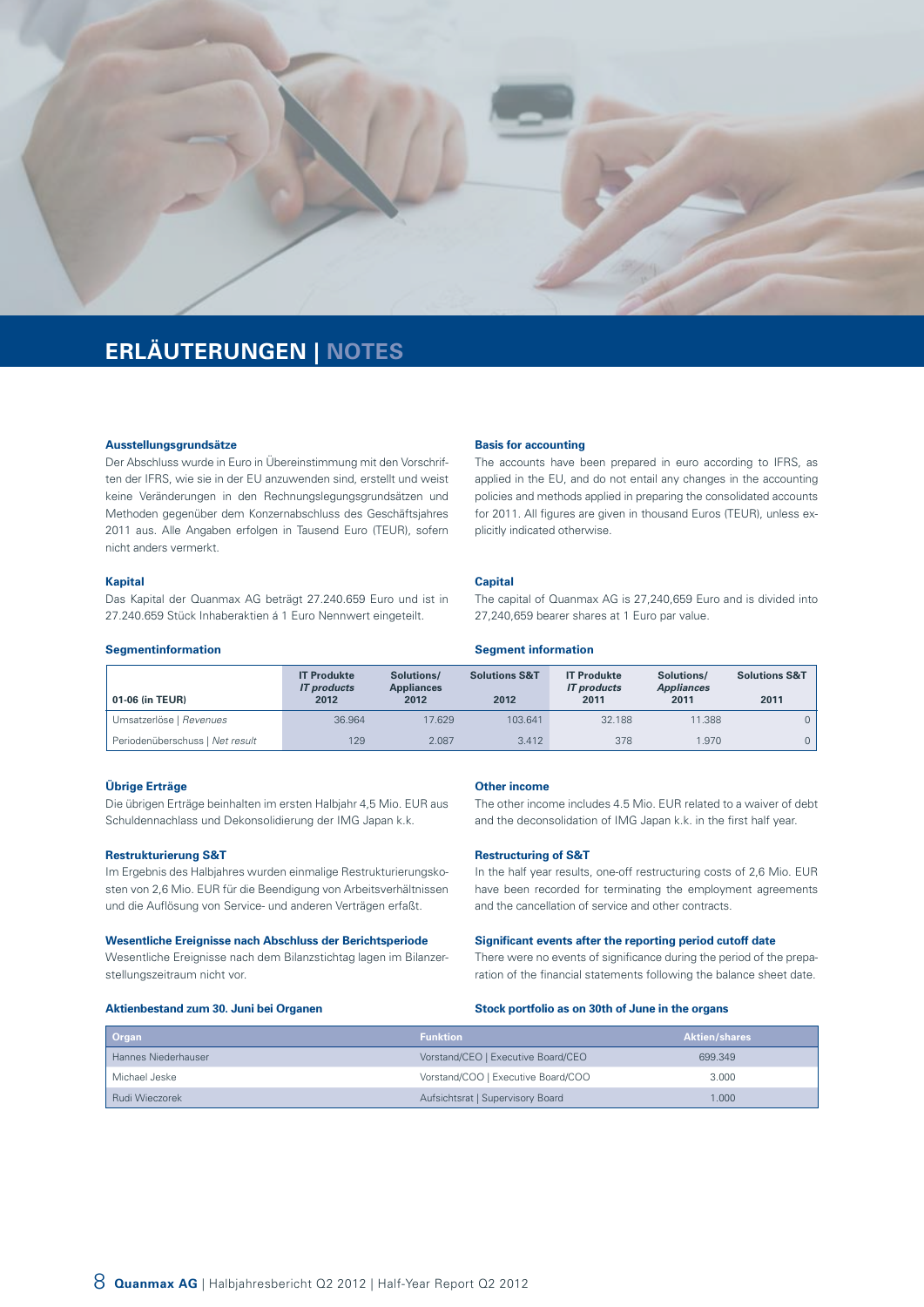# ERLÄUTERUNGEN | NOTES

### Ausstellungsgrundsätze

Der Abschluss wurde in Euro in Übereinstimmung mit den Vorschriften der IFRS, wie sie in der EU anzuwenden sind, erstellt und weist keine Veränderungen in den Rechnungslegungsgrundsätzen und Methoden gegenüber dem Konzernabschluss des Geschäftsjahres 2011 aus. Alle Angaben erfolgen in Tausend Euro (TEUR), sofern nicht anders vermerkt.

### Basis for accounting

The accounts have been prepared in euro according to IFRS, as applied in the EU, and do not entail any changes in the accounting policies and methods applied in preparing the consolidated accounts for 2011. All figures are given in thousand Euros (TEUR), unless explicitly indicated otherwise.

### Kapital

Das Kapital der Quanmax AG beträgt 27.240.659 Euro und ist in 27.240.659 Stück Inhaberaktien á 1 Euro Nennwert eingeteilt.

### Capital

The capital of Quanmax AG is 27,240,659 Euro and is divided into 27,240,659 bearer shares at 1 Euro par value.

### Segmentinformation | Segment information

| 01-06 (in TEUR) | IT Produkte *IT products* 2012 | Solutions/ Appliances 2012 | Solutions S&T 2012 | IT Produkte *IT products* 2011 | Solutions/ Appliances 2011 | Solutions S&T 2011 |
|---|---|---|---|---|---|---|
| Umsatzerlöse \| *Revenues* | 36.964 | 17.629 | 103.641 | 32.188 | 11.388 | 0 |
| Periodenüberschuss \| *Net result* | 129 | 2.087 | 3.412 | 378 | 1.970 | 0 |

### Übrige Erträge

Die übrigen Erträge beinhalten im ersten Halbjahr 4,5 Mio. EUR aus Schuldennachlass und Dekonsolidierung der IMG Japan k.k.

### Other income

The other income includes 4.5 Mio. EUR related to a waiver of debt and the deconsolidation of IMG Japan k.k. in the first half year.

### Restrukturierung S&T

Im Ergebnis des Halbjahres wurden einmalige Restrukturierungskosten von 2,6 Mio. EUR für die Beendigung von Arbeitsverhältnissen und die Auflösung von Service- und anderen Verträgen erfaßt.

### Restructuring of S&T

In the half year results, one-off restructuring costs of 2,6 Mio. EUR have been recorded for terminating the employment agreements and the cancellation of service and other contracts.

### Wesentliche Ereignisse nach Abschluss der Berichtsperiode

Wesentliche Ereignisse nach dem Bilanzstichtag lagen im Bilanzerstellungszeitraum nicht vor.

### Significant events after the reporting period cutoff date

There were no events of significance during the period of the preparation of the financial statements following the balance sheet date.

### Aktienbestand zum 30. Juni bei Organen | Stock portfolio as on 30th of June in the organs

| Organ | Funktion | Aktien/shares |
|---|---|---|
| Hannes Niederhauser | Vorstand/CEO \| Executive Board/CEO | 699.349 |
| Michael Jeske | Vorstand/COO \| Executive Board/COO | 3.000 |
| Rudi Wieczorek | Aufsichtsrat \| Supervisory Board | 1.000 |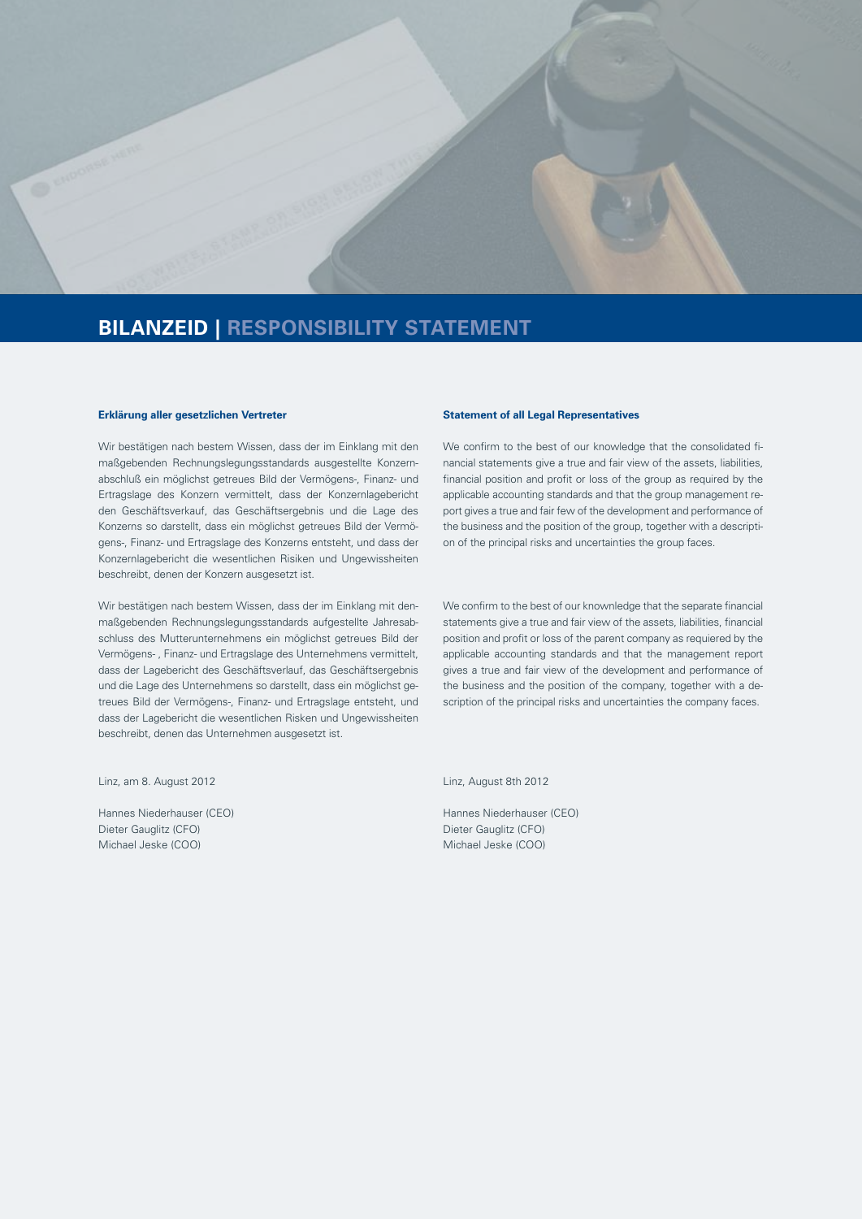# BILANZEID | RESPONSIBILITY STATEMENT

**Erklärung aller gesetzlichen Vertreter**

Wir bestätigen nach bestem Wissen, dass der im Einklang mit den maßgebenden Rechnungslegungsstandards ausgestellte Konzernabschluß ein möglichst getreues Bild der Vermögens-, Finanz- und Ertragslage des Konzern vermittelt, dass der Konzernlagebericht den Geschäftsverkauf, das Geschäftsergebnis und die Lage des Konzerns so darstellt, dass ein möglichst getreues Bild der Vermögens-, Finanz- und Ertragslage des Konzerns entsteht, und dass der Konzernlagebericht die wesentlichen Risiken und Ungewissheiten beschreibt, denen der Konzern ausgesetzt ist.

Wir bestätigen nach bestem Wissen, dass der im Einklang mit denmaßgebenden Rechnungslegungsstandards aufgestellte Jahresabschluss des Mutterunternehmens ein möglichst getreues Bild der Vermögens- , Finanz- und Ertragslage des Unternehmens vermittelt, dass der Lagebericht des Geschäftsverlauf, das Geschäftsergebnis und die Lage des Unternehmens so darstellt, dass ein möglichst getreues Bild der Vermögens-, Finanz- und Ertragslage entsteht, und dass der Lagebericht die wesentlichen Risken und Ungewissheiten beschreibt, denen das Unternehmen ausgesetzt ist.

Linz, am 8. August 2012

Hannes Niederhauser (CEO)
Dieter Gauglitz (CFO)
Michael Jeske (COO)

**Statement of all Legal Representatives**

We confirm to the best of our knowledge that the consolidated financial statements give a true and fair view of the assets, liabilities, financial position and profit or loss of the group as required by the applicable accounting standards and that the group management report gives a true and fair few of the development and performance of the business and the position of the group, together with a description of the principal risks and uncertainties the group faces.

We confirm to the best of our knownledge that the separate financial statements give a true and fair view of the assets, liabilities, financial position and profit or loss of the parent company as requiered by the applicable accounting standards and that the management report gives a true and fair view of the development and performance of the business and the position of the company, together with a description of the principal risks and uncertainties the company faces.

Linz, August 8th 2012

Hannes Niederhauser (CEO)
Dieter Gauglitz (CFO)
Michael Jeske (COO)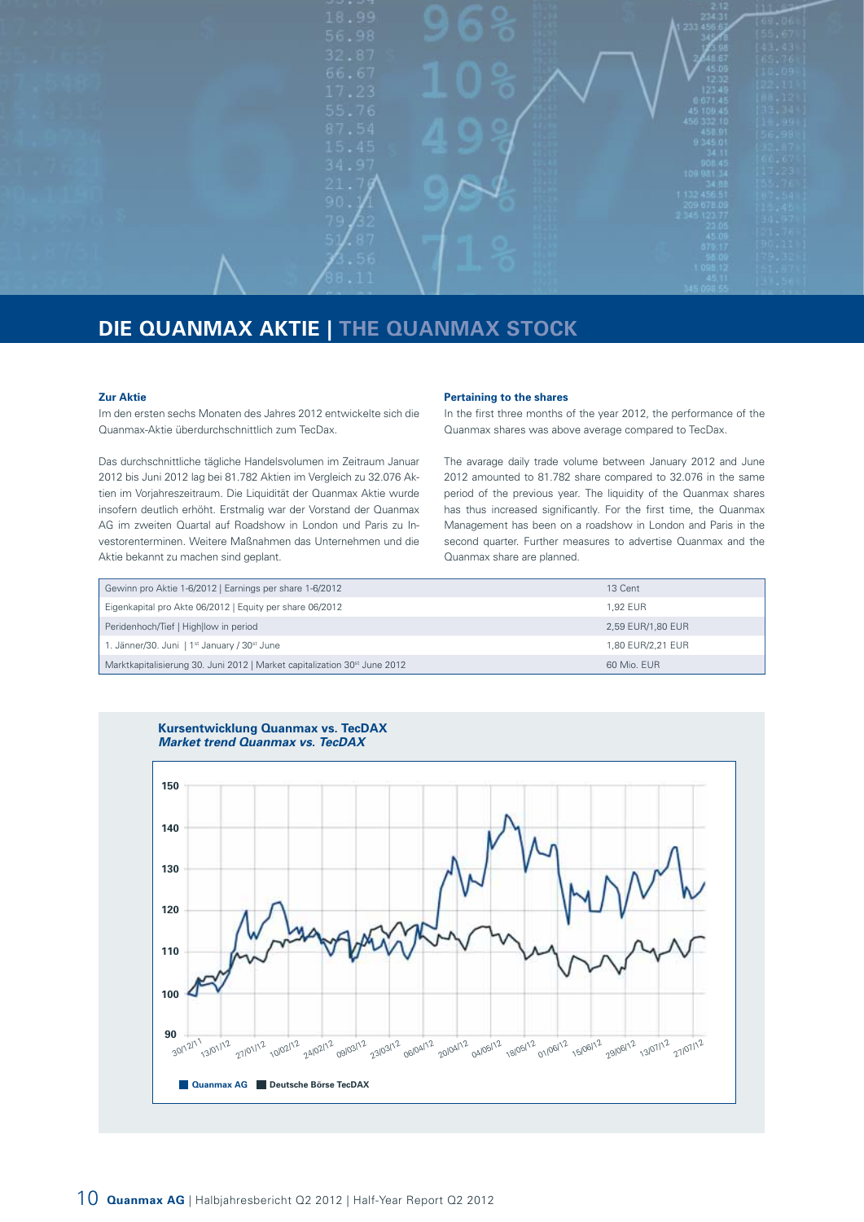# DIE QUANMAX AKTIE | THE QUANMAX STOCK

**Zur Aktie**

Im den ersten sechs Monaten des Jahres 2012 entwickelte sich die Quanmax-Aktie überdurchschnittlich zum TecDax.

Das durchschnittliche tägliche Handelsvolumen im Zeitraum Januar 2012 bis Juni 2012 lag bei 81.782 Aktien im Vergleich zu 32.076 Aktien im Vorjahreszeitraum. Die Liquidität der Quanmax Aktie wurde insofern deutlich erhöht. Erstmalig war der Vorstand der Quanmax AG im zweiten Quartal auf Roadshow in London und Paris zu Investorenterminen. Weitere Maßnahmen das Unternehmen und die Aktie bekannt zu machen sind geplant.

**Pertaining to the shares**

In the first three months of the year 2012, the performance of the Quanmax shares was above average compared to TecDax.

The avarage daily trade volume between January 2012 and June 2012 amounted to 81.782 share compared to 32.076 in the same period of the previous year. The liquidity of the Quanmax shares has thus increased significantly. For the first time, the Quanmax Management has been on a roadshow in London and Paris in the second quarter. Further measures to advertise Quanmax and the Quanmax share are planned.

| | |
|---|---|
| Gewinn pro Aktie 1-6/2012 \| Earnings per share 1-6/2012 | 13 Cent |
| Eigenkapital pro Akte 06/2012 \| Equity per share 06/2012 | 1,92 EUR |
| Peridenhoch/Tief \| High\|low in period | 2,59 EUR/1,80 EUR |
| 1. Jänner/30. Juni \| 1st January / 30st June | 1,80 EUR/2,21 EUR |
| Marktkapitalisierung 30. Juni 2012 \| Market capitalization 30st June 2012 | 60 Mio. EUR |

**Kursentwicklung Quanmax vs. TecDAX**
***Market trend Quanmax vs. TecDAX***

Quanmax AG | Deutsche Börse TecDAX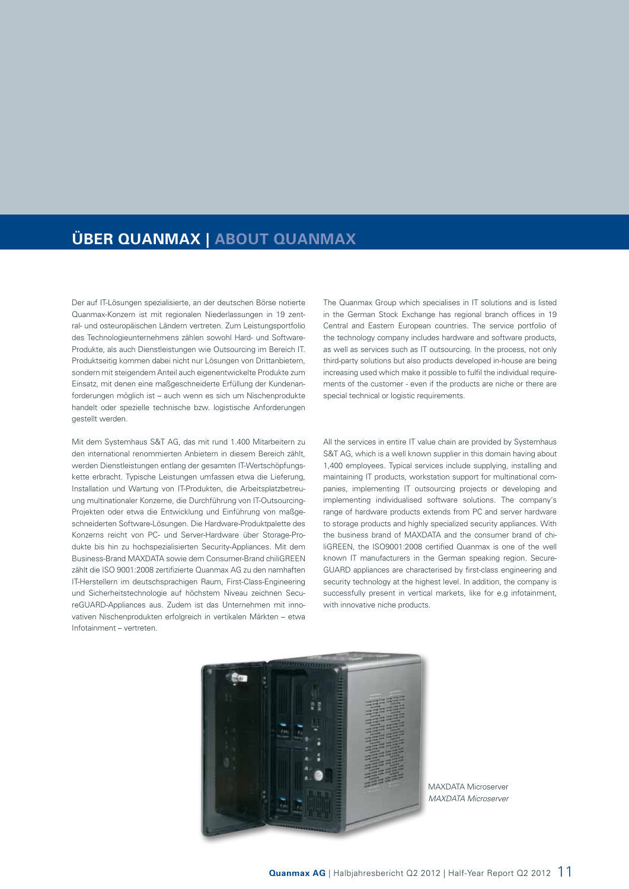## ÜBER QUANMAX | ABOUT QUANMAX

Der auf IT-Lösungen spezialisierte, an der deutschen Börse notierte Quanmax-Konzern ist mit regionalen Niederlassungen in 19 zentral- und osteuropäischen Ländern vertreten. Zum Leistungsportfolio des Technologieunternehmens zählen sowohl Hard- und Software-Produkte, als auch Dienstleistungen wie Outsourcing im Bereich IT. Produktseitig kommen dabei nicht nur Lösungen von Drittanbietern, sondern mit steigendem Anteil auch eigenentwickelte Produkte zum Einsatz, mit denen eine maßgeschneiderte Erfüllung der Kundenanforderungen möglich ist – auch wenn es sich um Nischenprodukte handelt oder spezielle technische bzw. logistische Anforderungen gestellt werden.

Mit dem Systemhaus S&T AG, das mit rund 1.400 Mitarbeitern zu den international renommierten Anbietern in diesem Bereich zählt, werden Dienstleistungen entlang der gesamten IT-Wertschöpfungskette erbracht. Typische Leistungen umfassen etwa die Lieferung, Installation und Wartung von IT-Produkten, die Arbeitsplatzbetreuung multinationaler Konzerne, die Durchführung von IT-Outsourcing-Projekten oder etwa die Entwicklung und Einführung von maßgeschneiderten Software-Lösungen. Die Hardware-Produktpalette des Konzerns reicht von PC- und Server-Hardware über Storage-Produkte bis hin zu hochspezialisierten Security-Appliances. Mit dem Business-Brand MAXDATA sowie dem Consumer-Brand chiliGREEN zählt die ISO 9001:2008 zertifizierte Quanmax AG zu den namhaften IT-Herstellern im deutschsprachigen Raum, First-Class-Engineering und Sicherheitstechnologie auf höchstem Niveau zeichnen SecureGUARD-Appliances aus. Zudem ist das Unternehmen mit innovativen Nischenprodukten erfolgreich in vertikalen Märkten – etwa Infotainment – vertreten.

The Quanmax Group which specialises in IT solutions and is listed in the German Stock Exchange has regional branch offices in 19 Central and Eastern European countries. The service portfolio of the technology company includes hardware and software products, as well as services such as IT outsourcing. In the process, not only third-party solutions but also products developed in-house are being increasing used which make it possible to fulfil the individual requirements of the customer - even if the products are niche or there are special technical or logistic requirements.

All the services in entire IT value chain are provided by Systemhaus S&T AG, which is a well known supplier in this domain having about 1,400 employees. Typical services include supplying, installing and maintaining IT products, workstation support for multinational companies, implementing IT outsourcing projects or developing and implementing individualised software solutions. The company's range of hardware products extends from PC and server hardware to storage products and highly specialized security appliances. With the business brand of MAXDATA and the consumer brand of chiliGREEN, the ISO9001:2008 certified Quanmax is one of the well known IT manufacturers in the German speaking region. SecureGUARD appliances are characterised by first-class engineering and security technology at the highest level. In addition, the company is successfully present in vertical markets, like for e.g infotainment, with innovative niche products.

MAXDATA Microserver
*MAXDATA Microserver*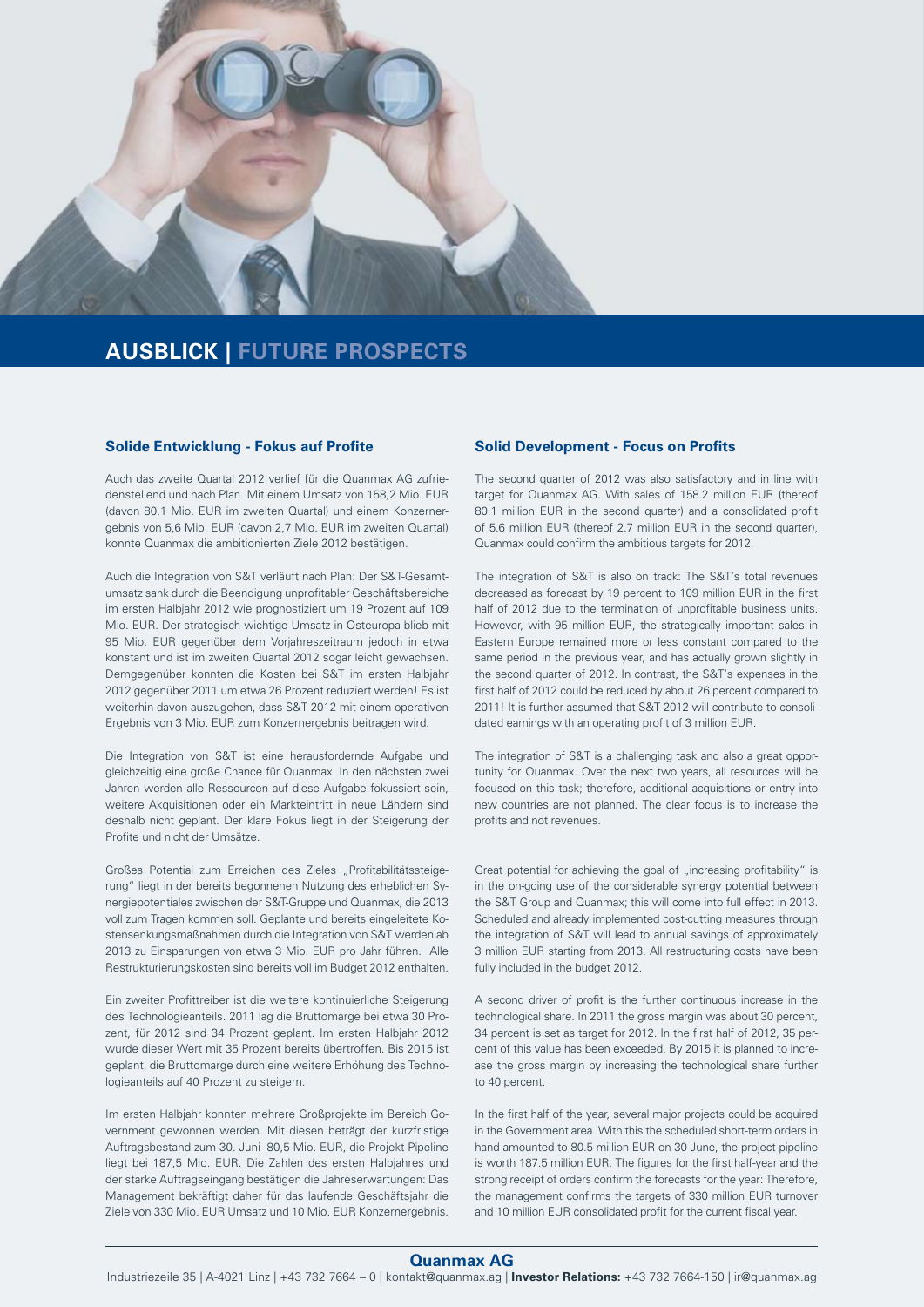## AUSBLICK | FUTURE PROSPECTS

### Solide Entwicklung - Fokus auf Profite

Auch das zweite Quartal 2012 verlief für die Quanmax AG zufriedenstellend und nach Plan. Mit einem Umsatz von 158,2 Mio. EUR (davon 80,1 Mio. EUR im zweiten Quartal) und einem Konzernergebnis von 5,6 Mio. EUR (davon 2,7 Mio. EUR im zweiten Quartal) konnte Quanmax die ambitionierten Ziele 2012 bestätigen.

Auch die Integration von S&T verläuft nach Plan: Der S&T-Gesamtumsatz sank durch die Beendigung unprofitabler Geschäftsbereiche im ersten Halbjahr 2012 wie prognostiziert um 19 Prozent auf 109 Mio. EUR. Der strategisch wichtige Umsatz in Osteuropa blieb mit 95 Mio. EUR gegenüber dem Vorjahreszeitraum jedoch in etwa konstant und ist im zweiten Quartal 2012 sogar leicht gewachsen. Demgegenüber konnten die Kosten bei S&T im ersten Halbjahr 2012 gegenüber 2011 um etwa 26 Prozent reduziert werden! Es ist weiterhin davon auszugehen, dass S&T 2012 mit einem operativen Ergebnis von 3 Mio. EUR zum Konzernergebnis beitragen wird.

Die Integration von S&T ist eine herausfordernde Aufgabe und gleichzeitig eine große Chance für Quanmax. In den nächsten zwei Jahren werden alle Ressourcen auf diese Aufgabe fokussiert sein, weitere Akquisitionen oder ein Markteintritt in neue Ländern sind deshalb nicht geplant. Der klare Fokus liegt in der Steigerung der Profite und nicht der Umsätze.

Großes Potential zum Erreichen des Zieles „Profitabilitätssteigerung" liegt in der bereits begonnenen Nutzung des erheblichen Synergiepotentiales zwischen der S&T-Gruppe und Quanmax, die 2013 voll zum Tragen kommen soll. Geplante und bereits eingeleitete Kostensenkungsmaßnahmen durch die Integration von S&T werden ab 2013 zu Einsparungen von etwa 3 Mio. EUR pro Jahr führen. Alle Restrukturierungskosten sind bereits voll im Budget 2012 enthalten.

Ein zweiter Profittreiber ist die weitere kontinuierliche Steigerung des Technologieanteils. 2011 lag die Bruttomarge bei etwa 30 Prozent, für 2012 sind 34 Prozent geplant. Im ersten Halbjahr 2012 wurde dieser Wert mit 35 Prozent bereits übertroffen. Bis 2015 ist geplant, die Bruttomarge durch eine weitere Erhöhung des Technologieanteils auf 40 Prozent zu steigern.

Im ersten Halbjahr konnten mehrere Großprojekte im Bereich Government gewonnen werden. Mit diesen beträgt der kurzfristige Auftragsbestand zum 30. Juni 80,5 Mio. EUR, die Projekt-Pipeline liegt bei 187,5 Mio. EUR. Die Zahlen des ersten Halbjahres und der starke Auftragseingang bestätigen die Jahreserwartungen: Das Management bekräftigt daher für das laufende Geschäftsjahr die Ziele von 330 Mio. EUR Umsatz und 10 Mio. EUR Konzernergebnis.

### Solid Development - Focus on Profits

The second quarter of 2012 was also satisfactory and in line with target for Quanmax AG. With sales of 158.2 million EUR (thereof 80.1 million EUR in the second quarter) and a consolidated profit of 5.6 million EUR (thereof 2.7 million EUR in the second quarter), Quanmax could confirm the ambitious targets for 2012.

The integration of S&T is also on track: The S&T's total revenues decreased as forecast by 19 percent to 109 million EUR in the first half of 2012 due to the termination of unprofitable business units. However, with 95 million EUR, the strategically important sales in Eastern Europe remained more or less constant compared to the same period in the previous year, and has actually grown slightly in the second quarter of 2012. In contrast, the S&T's expenses in the first half of 2012 could be reduced by about 26 percent compared to 2011! It is further assumed that S&T 2012 will contribute to consolidated earnings with an operating profit of 3 million EUR.

The integration of S&T is a challenging task and also a great opportunity for Quanmax. Over the next two years, all resources will be focused on this task; therefore, additional acquisitions or entry into new countries are not planned. The clear focus is to increase the profits and not revenues.

Great potential for achieving the goal of „increasing profitability" is in the on-going use of the considerable synergy potential between the S&T Group and Quanmax; this will come into full effect in 2013. Scheduled and already implemented cost-cutting measures through the integration of S&T will lead to annual savings of approximately 3 million EUR starting from 2013. All restructuring costs have been fully included in the budget 2012.

A second driver of profit is the further continuous increase in the technological share. In 2011 the gross margin was about 30 percent, 34 percent is set as target for 2012. In the first half of 2012, 35 percent of this value has been exceeded. By 2015 it is planned to increase the gross margin by increasing the technological share further to 40 percent.

In the first half of the year, several major projects could be acquired in the Government area. With this the scheduled short-term orders in hand amounted to 80.5 million EUR on 30 June, the project pipeline is worth 187.5 million EUR. The figures for the first half-year and the strong receipt of orders confirm the forecasts for the year: Therefore, the management confirms the targets of 330 million EUR turnover and 10 million EUR consolidated profit for the current fiscal year.

**Quanmax AG**

Industriezeile 35 | A-4021 Linz | +43 732 7664 – 0 | kontakt@quanmax.ag | **Investor Relations:** +43 732 7664-150 | ir@quanmax.ag